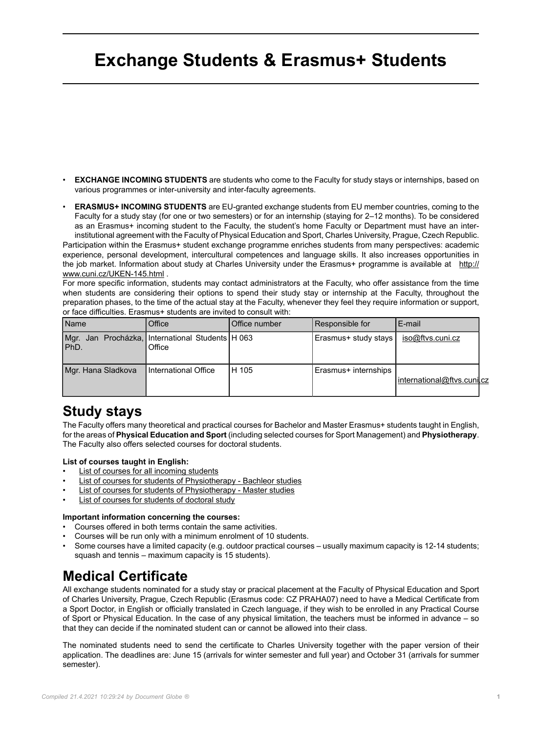# Exchange Students & Erasmus+ Students

- **EXCHANGE INCOMING STUDENTS** are students who come to the Faculty for study stays or internships, based on various programmes or inter-university and inter-faculty agreements.
- **ERASMUS+ INCOMING STUDENTS** are EU-granted exchange students from EU member countries, coming to the Faculty for a study stay (for one or two semesters) or for an internship (staying for 2–12 months). To be considered as an Erasmus+ incoming student to the Faculty, the student's home Faculty or Department must have an inter-institutional agreement with the Faculty of Physical Education and Sport, Charles University, Prague, Czech Republic.

Participation within the Erasmus+ student exchange programme enriches students from many perspectives: academic experience, personal development, intercultural competences and language skills. It also increases opportunities in the job market. Information about study at Charles University under the Erasmus+ programme is available at http://www.cuni.cz/UKEN-145.html .

For more specific information, students may contact administrators at the Faculty, who offer assistance from the time when students are considering their options to spend their study stay or internship at the Faculty, throughout the preparation phases, to the time of the actual stay at the Faculty, whenever they feel they require information or support, or face difficulties. Erasmus+ students are invited to consult with:

| Name | Office | Office number | Responsible for | E-mail |
|---|---|---|---|---|
| Mgr. Jan Procházka, PhD. | International Students Office | H 063 | Erasmus+ study stays | iso@ftvs.cuni.cz |
| Mgr. Hana Sladkova | International Office | H 105 | Erasmus+ internships | international@ftvs.cuni.cz |

## Study stays

The Faculty offers many theoretical and practical courses for Bachelor and Master Erasmus+ students taught in English, for the areas of **Physical Education and Sport** (including selected courses for Sport Management) and **Physiotherapy**. The Faculty also offers selected courses for doctoral students.

**List of courses taught in English:**

- List of courses for all incoming students
- List of courses for students of Physiotherapy - Bachleor studies
- List of courses for students of Physiotherapy - Master studies
- List of courses for students of doctoral study

**Important information concerning the courses:**

- Courses offered in both terms contain the same activities.
- Courses will be run only with a minimum enrolment of 10 students.
- Some courses have a limited capacity (e.g. outdoor practical courses – usually maximum capacity is 12-14 students; squash and tennis – maximum capacity is 15 students).

## Medical Certificate

All exchange students nominated for a study stay or pracical placement at the Faculty of Physical Education and Sport of Charles University, Prague, Czech Republic (Erasmus code: CZ PRAHA07) need to have a Medical Certificate from a Sport Doctor, in English or officially translated in Czech language, if they wish to be enrolled in any Practical Course of Sport or Physical Education. In the case of any physical limitation, the teachers must be informed in advance – so that they can decide if the nominated student can or cannot be allowed into their class.

The nominated students need to send the certificate to Charles University together with the paper version of their application. The deadlines are: June 15 (arrivals for winter semester and full year) and October 31 (arrivals for summer semester).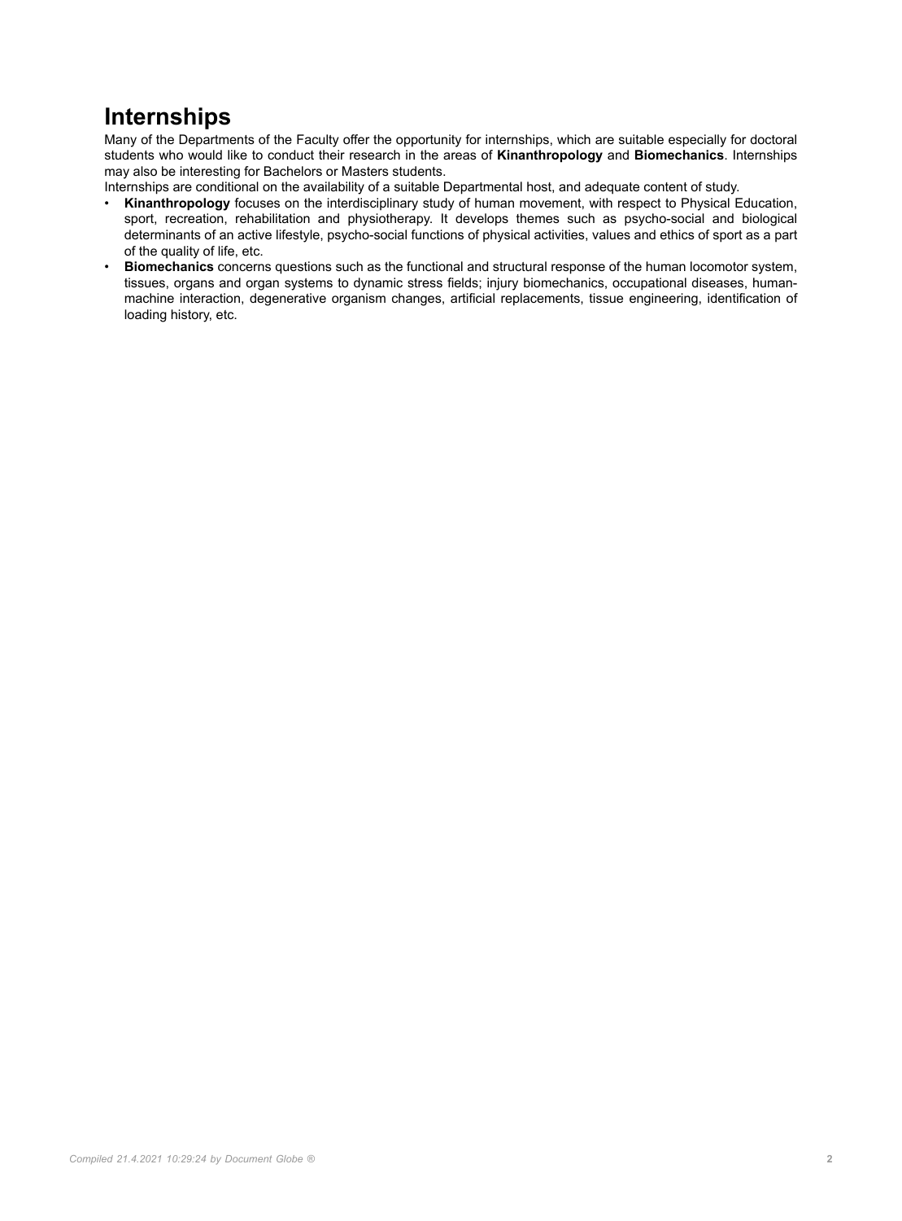# Internships

Many of the Departments of the Faculty offer the opportunity for internships, which are suitable especially for doctoral students who would like to conduct their research in the areas of **Kinanthropology** and **Biomechanics**. Internships may also be interesting for Bachelors or Masters students.

Internships are conditional on the availability of a suitable Departmental host, and adequate content of study.

- **Kinanthropology** focuses on the interdisciplinary study of human movement, with respect to Physical Education, sport, recreation, rehabilitation and physiotherapy. It develops themes such as psycho-social and biological determinants of an active lifestyle, psycho-social functions of physical activities, values and ethics of sport as a part of the quality of life, etc.
- **Biomechanics** concerns questions such as the functional and structural response of the human locomotor system, tissues, organs and organ systems to dynamic stress fields; injury biomechanics, occupational diseases, human-machine interaction, degenerative organism changes, artificial replacements, tissue engineering, identification of loading history, etc.